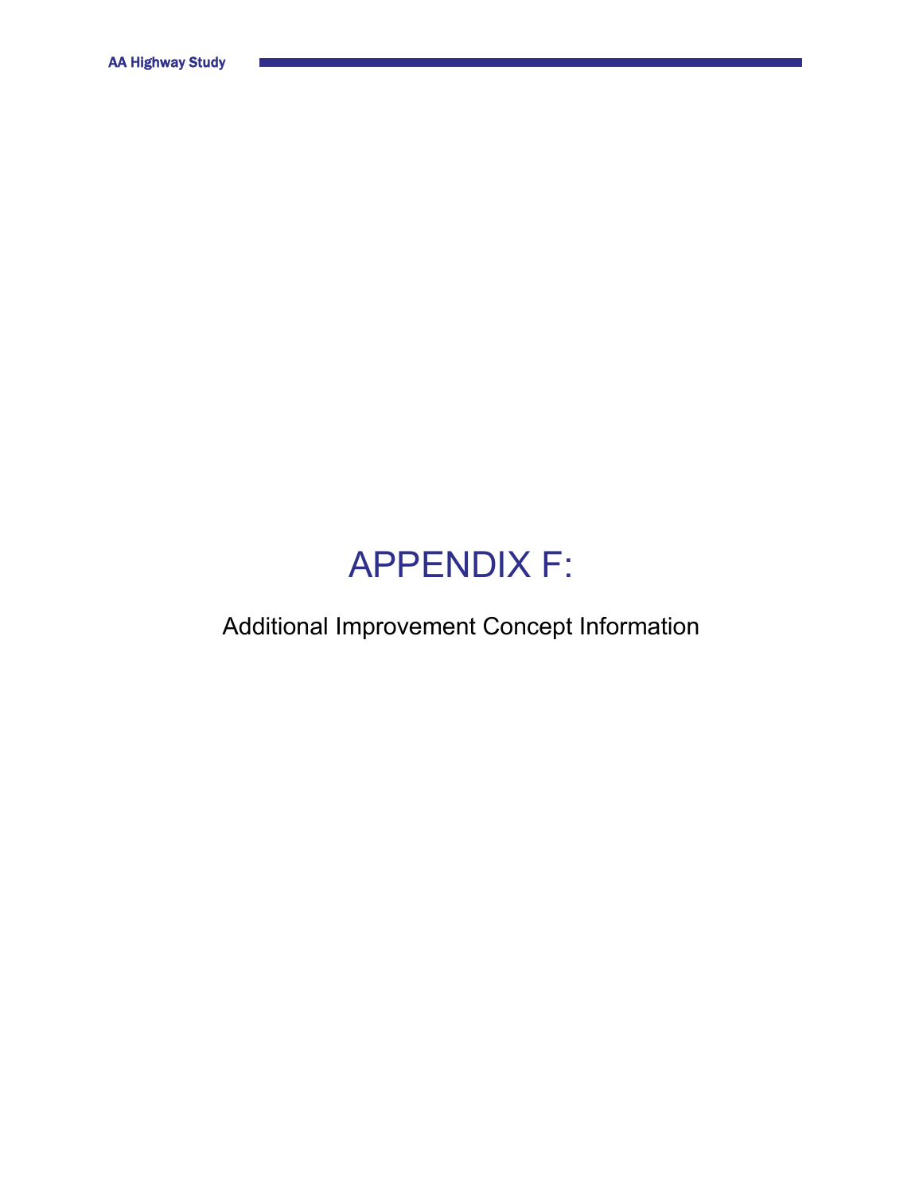# APPENDIX F:

Additional Improvement Concept Information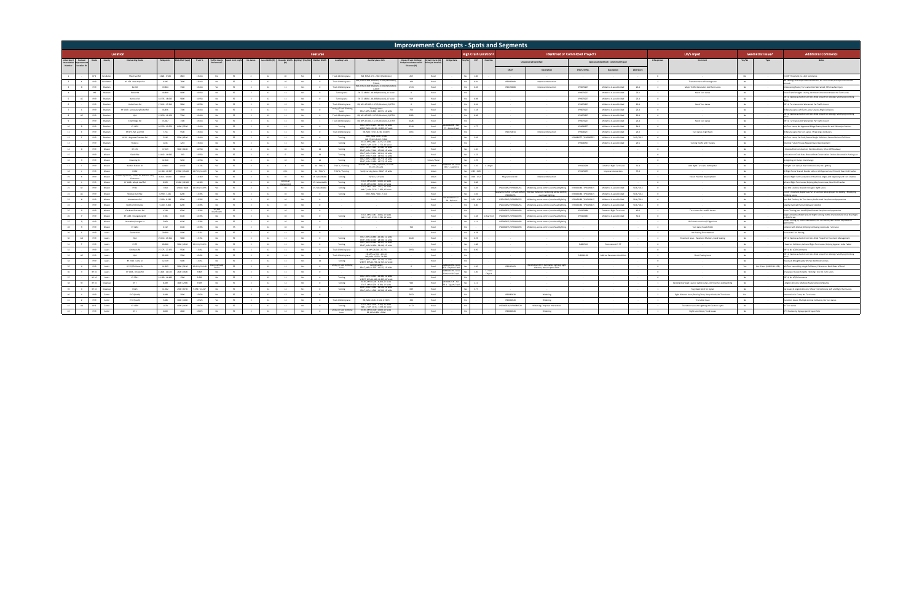# Improvement Concepts - Spots and Segments

| Location | | | | | | Features | | | | | | | | | | | | | | | High Crash Location? | | | Identified or Committed Project? | | | | | LD/S Input | | Geometric Issue? | | Additional Comments |
|---|---|---|---|---|---|---|---|---|---|---|---|---|---|---|---|---|---|---|---|---|---|---|---|---|---|---|---|---|---|---|---|---|---|
| | | | | | | | | | | | | | | | | | | | | | | | | Unprogrammed Identified | | Sponsored Identified / Committed Project | | | | | | | |
| Intersection/ Segment Number | Overlaid Improvement Location ID | Route | County | Intersecting Route | Mileposts | AADT/ADT | Truck % | Traffic Counts | Speed Limit (mph) | No. Lanes | Lane Width (ft) | Shoulder Width (ft) | Lighting (Yes/No) | Median Width | Auxiliary Lane | Auxiliary Lane Info | Closest Truck Climbing Endpoint to Intersection Distance (ft) | Urban/Rural | Bridge Data | | Yes/No | CRF | Fatalities | CHAF | Description | CHAF / 6-Yr. | Description | SHIFT Score | Effectiveness | Comment | Yes/No | Type | Notes |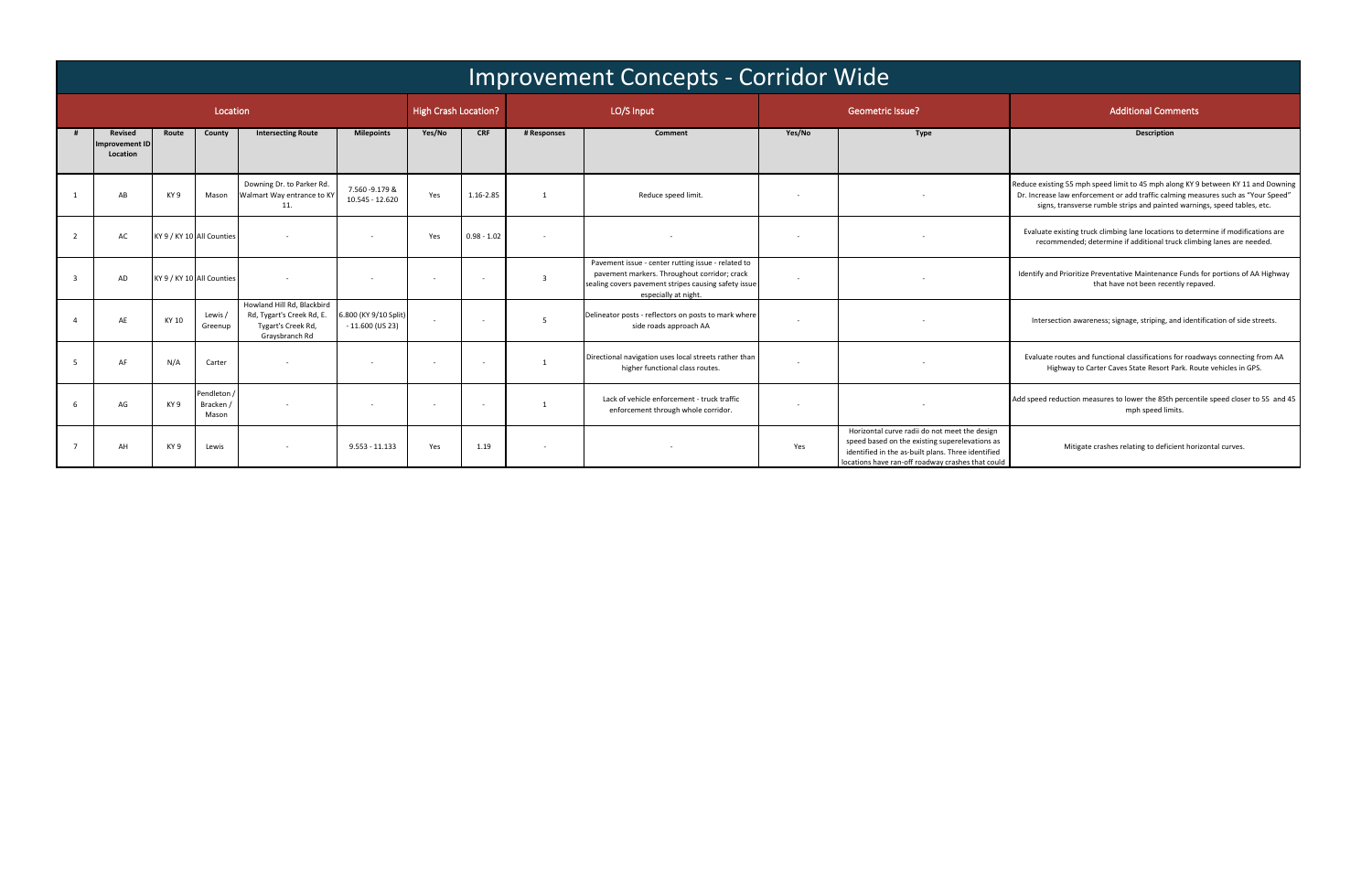# Improvement Concepts - Corridor Wide

| Location | | | | | | High Crash Location? | | LO/S Input | | Geometric Issue? | | Additional Comments |
|---|---|---|---|---|---|---|---|---|---|---|---|---|
| # | Revised Improvement ID Location | Route | County | Intersecting Route | Milepoints | Yes/No | CRF | # Responses | Comment | Yes/No | Type | Description |
| 1 | AB | KY 9 | Mason | Downing Dr. to Parker Rd. Walmart Way entrance to KY 11. | 7.560 -9.179 & 10.545 - 12.620 | Yes | 1.16-2.85 | 1 | Reduce speed limit. | - | - | Reduce existing 55 mph speed limit to 45 mph along KY 9 between KY 11 and Downing Dr. Increase law enforcement or add traffic calming measures such as "Your Speed" signs, transverse rumble strips and painted warnings, speed tables, etc. |
| 2 | AC | KY 9 / KY 10 | All Counties | - | - | Yes | 0.98 - 1.02 | - | - | - | - | Evaluate existing truck climbing lane locations to determine if modifications are recommended; determine if additional truck climbing lanes are needed. |
| 3 | AD | KY 9 / KY 10 | All Counties | - | - | - | - | 3 | Pavement issue - center rutting issue - related to pavement markers. Throughout corridor; crack sealing covers pavement stripes causing safety issue especially at night. | - | - | Identify and Prioritize Preventative Maintenance Funds for portions of AA Highway that have not been recently repaved. |
| 4 | AE | KY 10 | Lewis / Greenup | Howland Hill Rd, Blackbird Rd, Tygart's Creek Rd, E. Tygart's Creek Rd, Graysbranch Rd | 6.800 (KY 9/10 Split) - 11.600 (US 23) | - | - | 5 | Delineator posts - reflectors on posts to mark where side roads approach AA | - | - | Intersection awareness; signage, striping, and identification of side streets. |
| 5 | AF | N/A | Carter | - | - | - | - | 1 | Directional navigation uses local streets rather than higher functional class routes. | - | - | Evaluate routes and functional classifications for roadways connecting from AA Highway to Carter Caves State Resort Park. Route vehicles in GPS. |
| 6 | AG | KY 9 | Pendleton / Bracken / Mason | - | - | - | - | 1 | Lack of vehicle enforcement - truck traffic enforcement through whole corridor. | - | - | Add speed reduction measures to lower the 85th percentile speed closer to 55 and 45 mph speed limits. |
| 7 | AH | KY 9 | Lewis | - | 9.553 - 11.133 | Yes | 1.19 | - | - | Yes | Horizontal curve radii do not meet the design speed based on the existing superelevations as identified in the as-built plans. Three identified locations have ran-off roadway crashes that could | Mitigate crashes relating to deficient horizontal curves. |